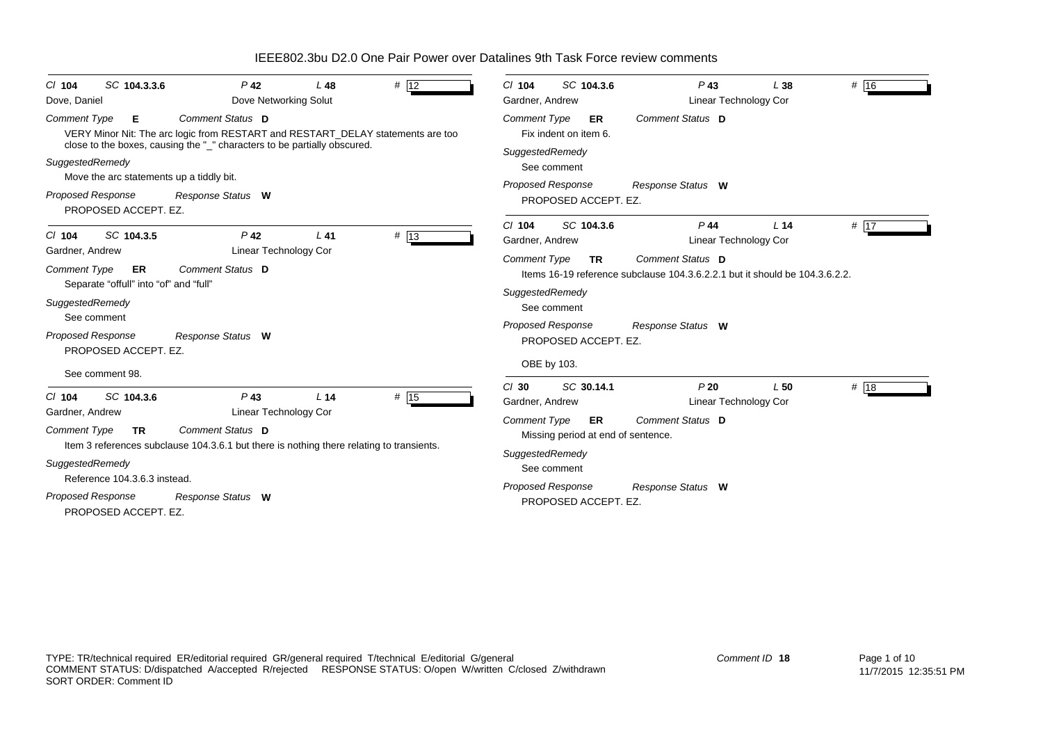# IEEE802.3bu D2.0 One Pair Power over Datalines 9th Task Force review comments

---

**Cl** 104 **SC** 104.3.3.6 **P** 42 **L** 48 **#** 12

Dove, Daniel — Dove Networking Solut

*Comment Type* **E** *Comment Status* **D**

VERY Minor Nit: The arc logic from RESTART and RESTART_DELAY statements are too close to the boxes, causing the "_" characters to be partially obscured.

*SuggestedRemedy*

Move the arc statements up a tiddly bit.

*Proposed Response* *Response Status* **W**

PROPOSED ACCEPT. EZ.

---

**Cl** 104 **SC** 104.3.5 **P** 42 **L** 41 **#** 13

Gardner, Andrew — Linear Technology Cor

*Comment Type* **ER** *Comment Status* **D**

Separate "offull" into "of" and "full"

*SuggestedRemedy*

See comment

*Proposed Response* *Response Status* **W**

PROPOSED ACCEPT. EZ.

See comment 98.

---

**Cl** 104 **SC** 104.3.6 **P** 43 **L** 14 **#** 15

Gardner, Andrew — Linear Technology Cor

*Comment Type* **TR** *Comment Status* **D**

Item 3 references subclause 104.3.6.1 but there is nothing there relating to transients.

*SuggestedRemedy*

Reference 104.3.6.3 instead.

*Proposed Response* *Response Status* **W**

PROPOSED ACCEPT. EZ.

---

**Cl** 104 **SC** 104.3.6 **P** 43 **L** 38 **#** 16

Gardner, Andrew — Linear Technology Cor

*Comment Type* **ER** *Comment Status* **D**

Fix indent on item 6.

*SuggestedRemedy*

See comment

*Proposed Response* *Response Status* **W**

PROPOSED ACCEPT. EZ.

---

**Cl** 104 **SC** 104.3.6 **P** 44 **L** 14 **#** 17

Gardner, Andrew — Linear Technology Cor

*Comment Type* **TR** *Comment Status* **D**

Items 16-19 reference subclause 104.3.6.2.2.1 but it should be 104.3.6.2.2.

*SuggestedRemedy*

See comment

*Proposed Response* *Response Status* **W**

PROPOSED ACCEPT. EZ.

OBE by 103.

---

**Cl** 30 **SC** 30.14.1 **P** 20 **L** 50 **#** 18

Gardner, Andrew — Linear Technology Cor

*Comment Type* **ER** *Comment Status* **D**

Missing period at end of sentence.

*SuggestedRemedy*

See comment

*Proposed Response* *Response Status* **W**

PROPOSED ACCEPT. EZ.

---

TYPE: TR/technical required ER/editorial required GR/general required T/technical E/editorial G/general
COMMENT STATUS: D/dispatched A/accepted R/rejected RESPONSE STATUS: O/open W/written C/closed Z/withdrawn
SORT ORDER: Comment ID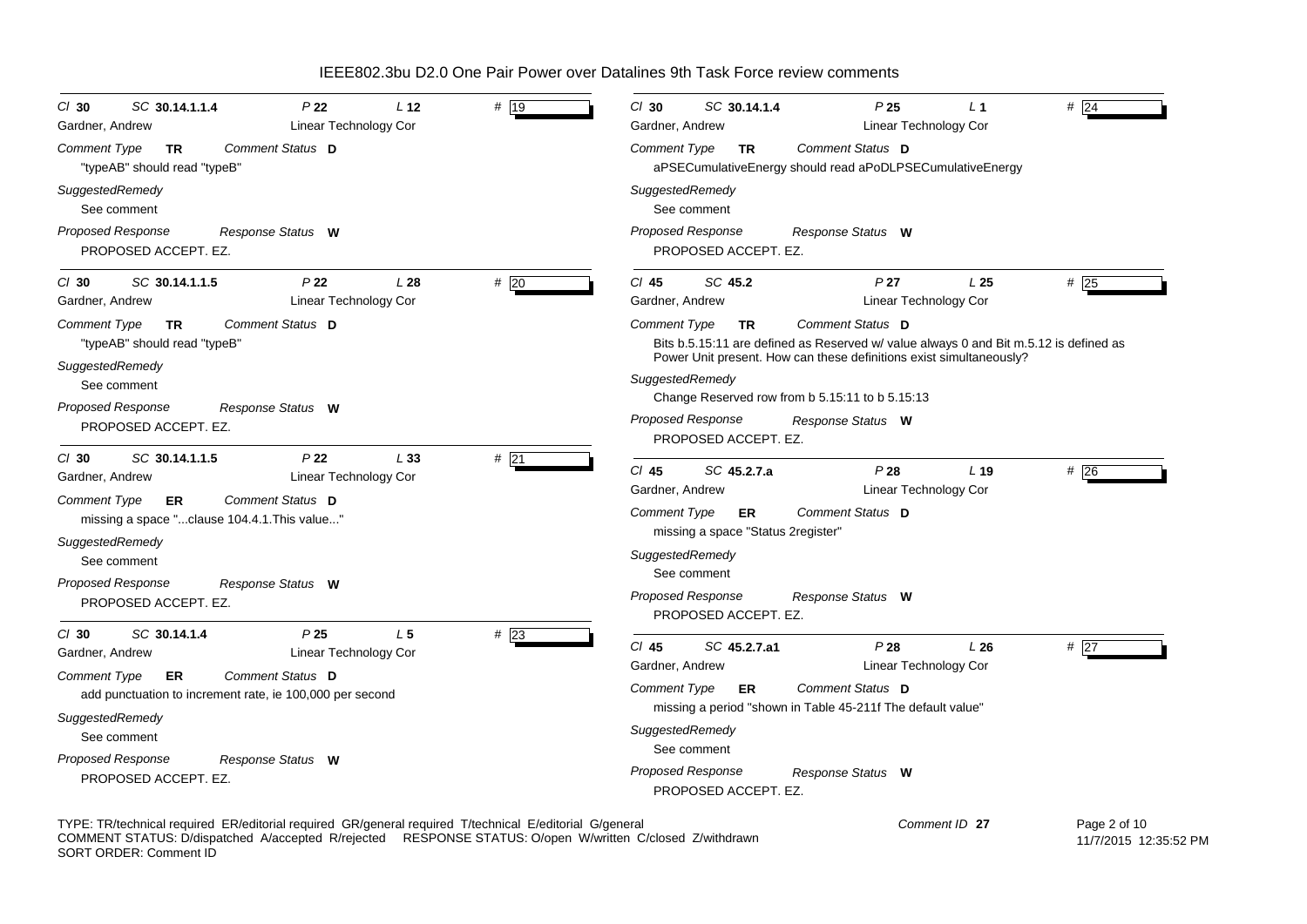# IEEE802.3bu D2.0 One Pair Power over Datalines 9th Task Force review comments

---

**Cl** 30 **SC** 30.14.1.1.4 **P** 22 **L** 12 **#** 19

Gardner, Andrew — Linear Technology Cor

*Comment Type* **TR** *Comment Status* **D**

"typeAB" should read "typeB"

*SuggestedRemedy*

See comment

*Proposed Response* *Response Status* **W**

PROPOSED ACCEPT. EZ.

---

**Cl** 30 **SC** 30.14.1.1.5 **P** 22 **L** 28 **#** 20

Gardner, Andrew — Linear Technology Cor

*Comment Type* **TR** *Comment Status* **D**

"typeAB" should read "typeB"

*SuggestedRemedy*

See comment

*Proposed Response* *Response Status* **W**

PROPOSED ACCEPT. EZ.

---

**Cl** 30 **SC** 30.14.1.1.5 **P** 22 **L** 33 **#** 21

Gardner, Andrew — Linear Technology Cor

*Comment Type* **ER** *Comment Status* **D**

missing a space "...clause 104.4.1.This value..."

*SuggestedRemedy*

See comment

*Proposed Response* *Response Status* **W**

PROPOSED ACCEPT. EZ.

---

**Cl** 30 **SC** 30.14.1.4 **P** 25 **L** 5 **#** 23

Gardner, Andrew — Linear Technology Cor

*Comment Type* **ER** *Comment Status* **D**

add punctuation to increment rate, ie 100,000 per second

*SuggestedRemedy*

See comment

*Proposed Response* *Response Status* **W**

PROPOSED ACCEPT. EZ.

---

**Cl** 30 **SC** 30.14.1.4 **P** 25 **L** 1 **#** 24

Gardner, Andrew — Linear Technology Cor

*Comment Type* **TR** *Comment Status* **D**

aPSECumulativeEnergy should read aPoDLPSECumulativeEnergy

*SuggestedRemedy*

See comment

*Proposed Response* *Response Status* **W**

PROPOSED ACCEPT. EZ.

---

**Cl** 45 **SC** 45.2 **P** 27 **L** 25 **#** 25

Gardner, Andrew — Linear Technology Cor

*Comment Type* **TR** *Comment Status* **D**

Bits b.5.15:11 are defined as Reserved w/ value always 0 and Bit m.5.12 is defined as Power Unit present. How can these definitions exist simultaneously?

*SuggestedRemedy*

Change Reserved row from b 5.15:11 to b 5.15:13

*Proposed Response* *Response Status* **W**

PROPOSED ACCEPT. EZ.

---

**Cl** 45 **SC** 45.2.7.a **P** 28 **L** 19 **#** 26

Gardner, Andrew — Linear Technology Cor

*Comment Type* **ER** *Comment Status* **D**

missing a space "Status 2register"

*SuggestedRemedy*

See comment

*Proposed Response* *Response Status* **W**

PROPOSED ACCEPT. EZ.

---

**Cl** 45 **SC** 45.2.7.a1 **P** 28 **L** 26 **#** 27

Gardner, Andrew — Linear Technology Cor

*Comment Type* **ER** *Comment Status* **D**

missing a period "shown in Table 45-211f The default value"

*SuggestedRemedy*

See comment

*Proposed Response* *Response Status* **W**

PROPOSED ACCEPT. EZ.

---

TYPE: TR/technical required ER/editorial required GR/general required T/technical E/editorial G/general
COMMENT STATUS: D/dispatched A/accepted R/rejected RESPONSE STATUS: O/open W/written C/closed Z/withdrawn
SORT ORDER: Comment ID

Comment ID **27**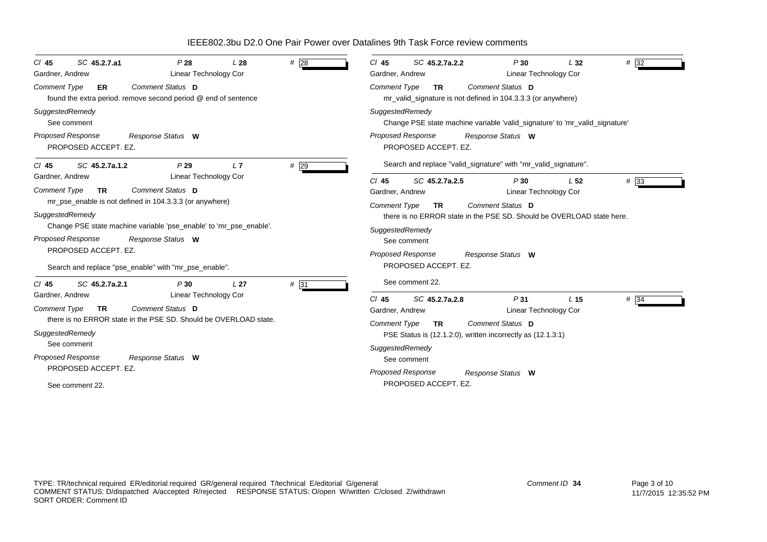IEEE802.3bu D2.0 One Pair Power over Datalines 9th Task Force review comments

---

**Cl 45 SC 45.2.7.a1 P 28 L 28 # 28**
Gardner, Andrew — Linear Technology Cor

*Comment Type* **ER** *Comment Status* **D**

found the extra period. remove second period @ end of sentence

*SuggestedRemedy*

See comment

*Proposed Response* *Response Status* **W**

PROPOSED ACCEPT. EZ.

---

**Cl 45 SC 45.2.7a.1.2 P 29 L 7 # 29**
Gardner, Andrew — Linear Technology Cor

*Comment Type* **TR** *Comment Status* **D**

mr_pse_enable is not defined in 104.3.3.3 (or anywhere)

*SuggestedRemedy*

Change PSE state machine variable 'pse_enable' to 'mr_pse_enable'.

*Proposed Response* *Response Status* **W**

PROPOSED ACCEPT. EZ.

Search and replace "pse_enable" with "mr_pse_enable".

---

**Cl 45 SC 45.2.7a.2.1 P 30 L 27 # 31**
Gardner, Andrew — Linear Technology Cor

*Comment Type* **TR** *Comment Status* **D**

there is no ERROR state in the PSE SD. Should be OVERLOAD state.

*SuggestedRemedy*

See comment

*Proposed Response* *Response Status* **W**

PROPOSED ACCEPT. EZ.

See comment 22.

---

**Cl 45 SC 45.2.7a.2.2 P 30 L 32 # 32**
Gardner, Andrew — Linear Technology Cor

*Comment Type* **TR** *Comment Status* **D**

mr_valid_signature is not defined in 104.3.3.3 (or anywhere)

*SuggestedRemedy*

Change PSE state machine variable 'valid_signature' to 'mr_valid_signature'

*Proposed Response* *Response Status* **W**

PROPOSED ACCEPT. EZ.

Search and replace "valid_signature" with "mr_valid_signature".

---

**Cl 45 SC 45.2.7a.2.5 P 30 L 52 # 33**
Gardner, Andrew — Linear Technology Cor

*Comment Type* **TR** *Comment Status* **D**

there is no ERROR state in the PSE SD. Should be OVERLOAD state here.

*SuggestedRemedy*

See comment

*Proposed Response* *Response Status* **W**

PROPOSED ACCEPT. EZ.

See comment 22.

---

**Cl 45 SC 45.2.7a.2.8 P 31 L 15 # 34**
Gardner, Andrew — Linear Technology Cor

*Comment Type* **TR** *Comment Status* **D**

PSE Status is (12.1.2:0), written incorrectly as (12.1.3:1)

*SuggestedRemedy*

See comment

*Proposed Response* *Response Status* **W**

PROPOSED ACCEPT. EZ.

---

TYPE: TR/technical required ER/editorial required GR/general required T/technical E/editorial G/general
COMMENT STATUS: D/dispatched A/accepted R/rejected RESPONSE STATUS: O/open W/written C/closed Z/withdrawn
SORT ORDER: Comment ID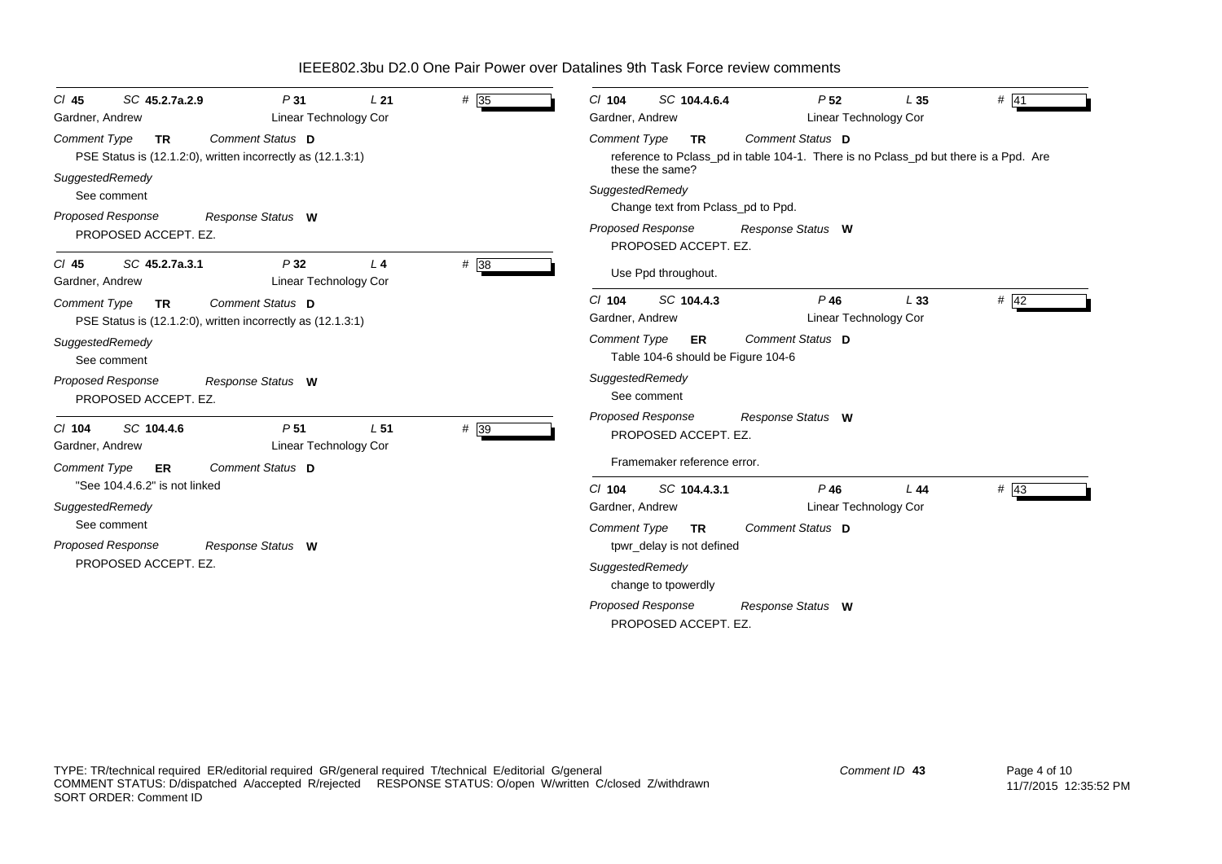# IEEE802.3bu D2.0 One Pair Power over Datalines 9th Task Force review comments

**Cl** 45 **SC** 45.2.7a.2.9 **P** 31 **L** 21 **#** 35

Gardner, Andrew — Linear Technology Cor

*Comment Type* **TR** *Comment Status* **D**

PSE Status is (12.1.2:0), written incorrectly as (12.1.3:1)

*SuggestedRemedy*

See comment

*Proposed Response* *Response Status* **W**

PROPOSED ACCEPT. EZ.

---

**Cl** 45 **SC** 45.2.7a.3.1 **P** 32 **L** 4 **#** 38

Gardner, Andrew — Linear Technology Cor

*Comment Type* **TR** *Comment Status* **D**

PSE Status is (12.1.2:0), written incorrectly as (12.1.3:1)

*SuggestedRemedy*

See comment

*Proposed Response* *Response Status* **W**

PROPOSED ACCEPT. EZ.

---

**Cl** 104 **SC** 104.4.6 **P** 51 **L** 51 **#** 39

Gardner, Andrew — Linear Technology Cor

*Comment Type* **ER** *Comment Status* **D**

"See 104.4.6.2" is not linked

*SuggestedRemedy*

See comment

*Proposed Response* *Response Status* **W**

PROPOSED ACCEPT. EZ.

---

**Cl** 104 **SC** 104.4.6.4 **P** 52 **L** 35 **#** 41

Gardner, Andrew — Linear Technology Cor

*Comment Type* **TR** *Comment Status* **D**

reference to Pclass_pd in table 104-1. There is no Pclass_pd but there is a Ppd. Are these the same?

*SuggestedRemedy*

Change text from Pclass_pd to Ppd.

*Proposed Response* *Response Status* **W**

PROPOSED ACCEPT. EZ.

Use Ppd throughout.

---

**Cl** 104 **SC** 104.4.3 **P** 46 **L** 33 **#** 42

Gardner, Andrew — Linear Technology Cor

*Comment Type* **ER** *Comment Status* **D**

Table 104-6 should be Figure 104-6

*SuggestedRemedy*

See comment

*Proposed Response* *Response Status* **W**

PROPOSED ACCEPT. EZ.

Framemaker reference error.

---

**Cl** 104 **SC** 104.4.3.1 **P** 46 **L** 44 **#** 43

Gardner, Andrew — Linear Technology Cor

*Comment Type* **TR** *Comment Status* **D**

tpwr_delay is not defined

*SuggestedRemedy*

change to tpowerdly

*Proposed Response* *Response Status* **W**

PROPOSED ACCEPT. EZ.

---

TYPE: TR/technical required ER/editorial required GR/general required T/technical E/editorial G/general
COMMENT STATUS: D/dispatched A/accepted R/rejected RESPONSE STATUS: O/open W/written C/closed Z/withdrawn
SORT ORDER: Comment ID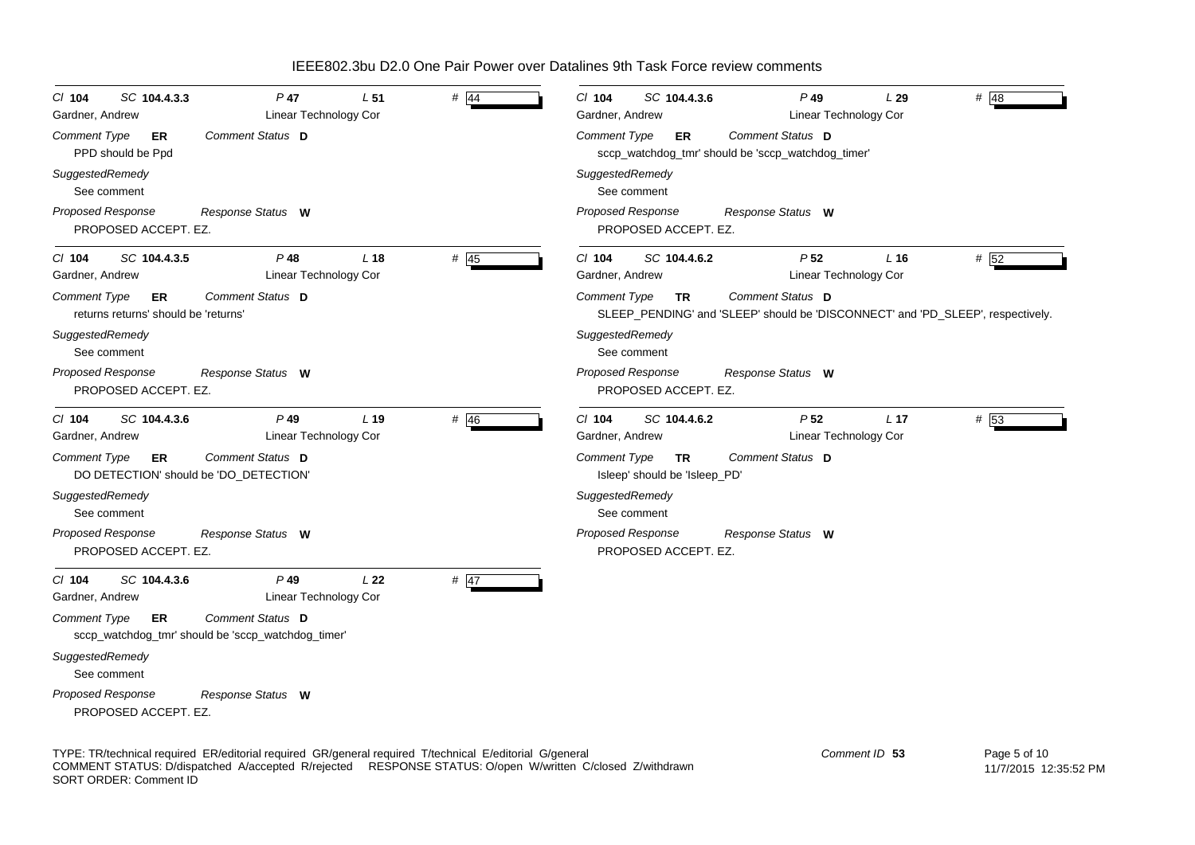| | | | | |
|---|---|---|---|---|
| Cl **104** | SC **104.4.3.3** | P **47** | L **51** | # 44 |
| Gardner, Andrew | | Linear Technology Cor | | |

*Comment Type* **ER** *Comment Status* **D**

PPD should be Ppd

*SuggestedRemedy*

See comment

*Proposed Response* *Response Status* **W**

PROPOSED ACCEPT. EZ.

---

| | | | | |
|---|---|---|---|---|
| Cl **104** | SC **104.4.3.5** | P **48** | L **18** | # 45 |
| Gardner, Andrew | | Linear Technology Cor | | |

*Comment Type* **ER** *Comment Status* **D**

returns returns' should be 'returns'

*SuggestedRemedy*

See comment

*Proposed Response* *Response Status* **W**

PROPOSED ACCEPT. EZ.

---

| | | | | |
|---|---|---|---|---|
| Cl **104** | SC **104.4.3.6** | P **49** | L **19** | # 46 |
| Gardner, Andrew | | Linear Technology Cor | | |

*Comment Type* **ER** *Comment Status* **D**

DO DETECTION' should be 'DO_DETECTION'

*SuggestedRemedy*

See comment

*Proposed Response* *Response Status* **W**

PROPOSED ACCEPT. EZ.

---

| | | | | |
|---|---|---|---|---|
| Cl **104** | SC **104.4.3.6** | P **49** | L **22** | # 47 |
| Gardner, Andrew | | Linear Technology Cor | | |

*Comment Type* **ER** *Comment Status* **D**

sccp_watchdog_tmr' should be 'sccp_watchdog_timer'

*SuggestedRemedy*

See comment

*Proposed Response* *Response Status* **W**

PROPOSED ACCEPT. EZ.

---

| | | | | |
|---|---|---|---|---|
| Cl **104** | SC **104.4.3.6** | P **49** | L **29** | # 48 |
| Gardner, Andrew | | Linear Technology Cor | | |

*Comment Type* **ER** *Comment Status* **D**

sccp_watchdog_tmr' should be 'sccp_watchdog_timer'

*SuggestedRemedy*

See comment

*Proposed Response* *Response Status* **W**

PROPOSED ACCEPT. EZ.

---

| | | | | |
|---|---|---|---|---|
| Cl **104** | SC **104.4.6.2** | P **52** | L **16** | # 52 |
| Gardner, Andrew | | Linear Technology Cor | | |

*Comment Type* **TR** *Comment Status* **D**

SLEEP_PENDING' and 'SLEEP' should be 'DISCONNECT' and 'PD_SLEEP', respectively.

*SuggestedRemedy*

See comment

*Proposed Response* *Response Status* **W**

PROPOSED ACCEPT. EZ.

---

| | | | | |
|---|---|---|---|---|
| Cl **104** | SC **104.4.6.2** | P **52** | L **17** | # 53 |
| Gardner, Andrew | | Linear Technology Cor | | |

*Comment Type* **TR** *Comment Status* **D**

Isleep' should be 'Isleep_PD'

*SuggestedRemedy*

See comment

*Proposed Response* *Response Status* **W**

PROPOSED ACCEPT. EZ.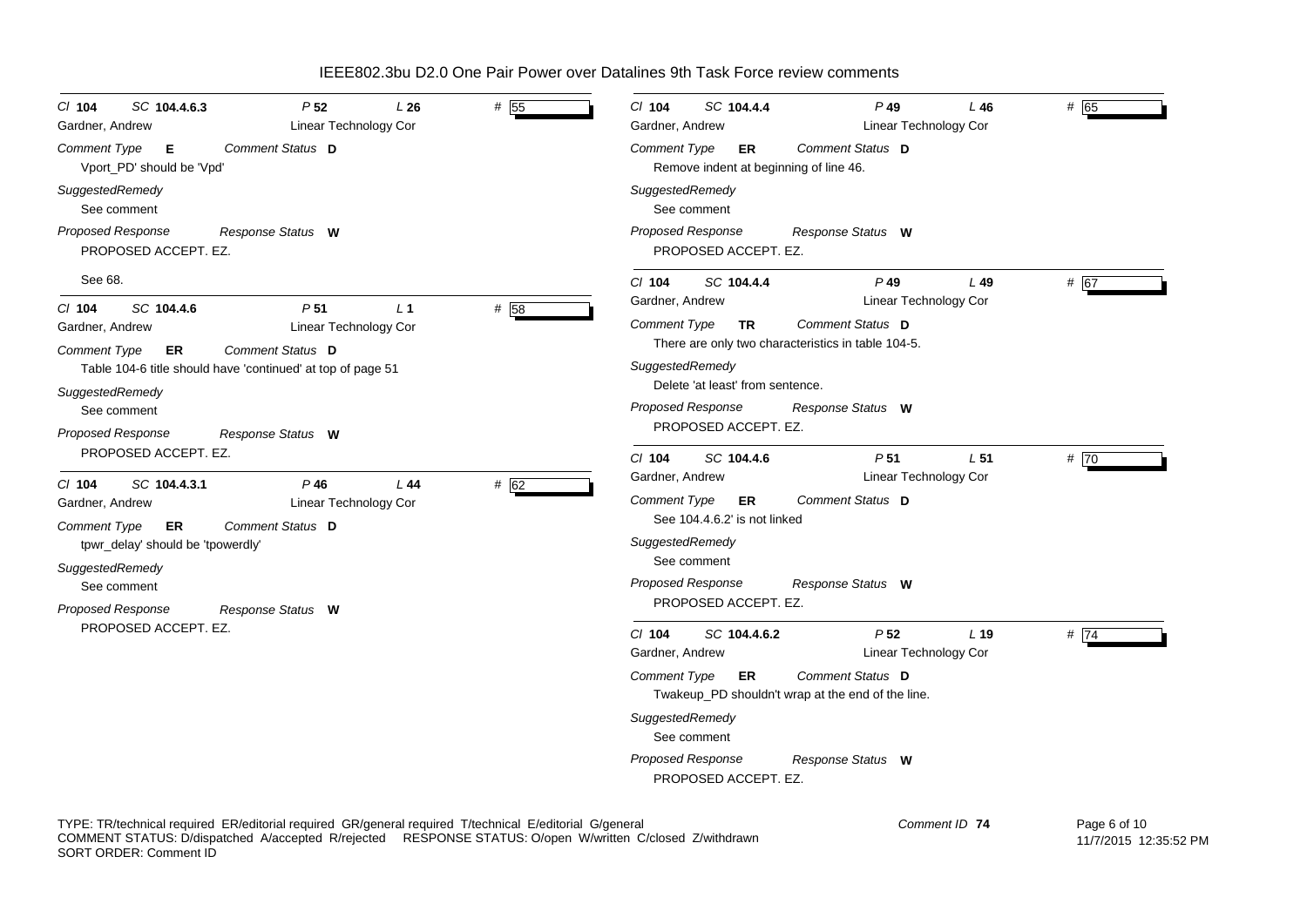# IEEE802.3bu D2.0 One Pair Power over Datalines 9th Task Force review comments

*Cl* **104** *SC* **104.4.6.3** *P* **52** *L* **26** # 55

Gardner, Andrew — Linear Technology Cor

*Comment Type* **E** *Comment Status* **D**

Vport_PD' should be 'Vpd'

*SuggestedRemedy*

See comment

*Proposed Response* *Response Status* **W**

PROPOSED ACCEPT. EZ.

See 68.

---

*Cl* **104** *SC* **104.4.6** *P* **51** *L* **1** # 58

Gardner, Andrew — Linear Technology Cor

*Comment Type* **ER** *Comment Status* **D**

Table 104-6 title should have 'continued' at top of page 51

*SuggestedRemedy*

See comment

*Proposed Response* *Response Status* **W**

PROPOSED ACCEPT. EZ.

---

*Cl* **104** *SC* **104.4.3.1** *P* **46** *L* **44** # 62

Gardner, Andrew — Linear Technology Cor

*Comment Type* **ER** *Comment Status* **D**

tpwr_delay' should be 'tpowerdly'

*SuggestedRemedy*

See comment

*Proposed Response* *Response Status* **W**

PROPOSED ACCEPT. EZ.

---

*Cl* **104** *SC* **104.4.4** *P* **49** *L* **46** # 65

Gardner, Andrew — Linear Technology Cor

*Comment Type* **ER** *Comment Status* **D**

Remove indent at beginning of line 46.

*SuggestedRemedy*

See comment

*Proposed Response* *Response Status* **W**

PROPOSED ACCEPT. EZ.

---

*Cl* **104** *SC* **104.4.4** *P* **49** *L* **49** # 67

Gardner, Andrew — Linear Technology Cor

*Comment Type* **TR** *Comment Status* **D**

There are only two characteristics in table 104-5.

*SuggestedRemedy*

Delete 'at least' from sentence.

*Proposed Response* *Response Status* **W**

PROPOSED ACCEPT. EZ.

---

*Cl* **104** *SC* **104.4.6** *P* **51** *L* **51** # 70

Gardner, Andrew — Linear Technology Cor

*Comment Type* **ER** *Comment Status* **D**

See 104.4.6.2' is not linked

*SuggestedRemedy*

See comment

*Proposed Response* *Response Status* **W**

PROPOSED ACCEPT. EZ.

---

*Cl* **104** *SC* **104.4.6.2** *P* **52** *L* **19** # 74

Gardner, Andrew — Linear Technology Cor

*Comment Type* **ER** *Comment Status* **D**

Twakeup_PD shouldn't wrap at the end of the line.

*SuggestedRemedy*

See comment

*Proposed Response* *Response Status* **W**

PROPOSED ACCEPT. EZ.

---

TYPE: TR/technical required ER/editorial required GR/general required T/technical E/editorial G/general
COMMENT STATUS: D/dispatched A/accepted R/rejected RESPONSE STATUS: O/open W/written C/closed Z/withdrawn
SORT ORDER: Comment ID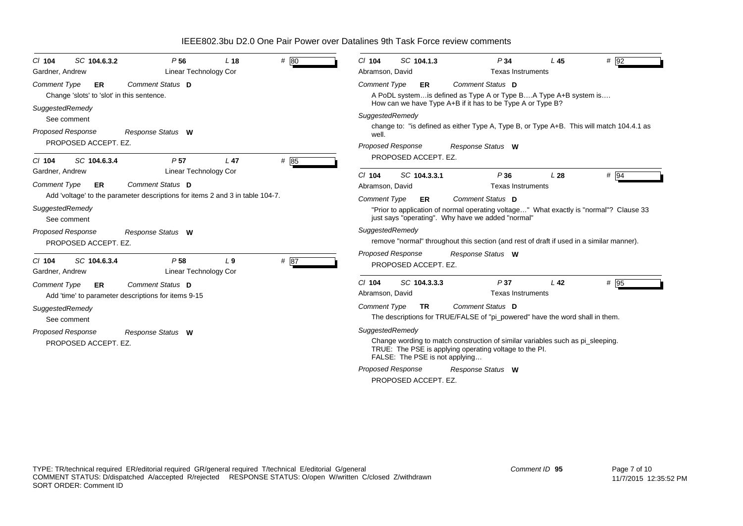# IEEE802.3bu D2.0 One Pair Power over Datalines 9th Task Force review comments

**Cl** 104 **SC** 104.6.3.2 **P** 56 **L** 18 **#** 80
Gardner, Andrew — Linear Technology Cor

*Comment Type* **ER** *Comment Status* **D**

Change 'slots' to 'slot' in this sentence.

*SuggestedRemedy*

See comment

*Proposed Response* *Response Status* **W**

PROPOSED ACCEPT. EZ.

---

**Cl** 104 **SC** 104.6.3.4 **P** 57 **L** 47 **#** 85
Gardner, Andrew — Linear Technology Cor

*Comment Type* **ER** *Comment Status* **D**

Add 'voltage' to the parameter descriptions for items 2 and 3 in table 104-7.

*SuggestedRemedy*

See comment

*Proposed Response* *Response Status* **W**

PROPOSED ACCEPT. EZ.

---

**Cl** 104 **SC** 104.6.3.4 **P** 58 **L** 9 **#** 87
Gardner, Andrew — Linear Technology Cor

*Comment Type* **ER** *Comment Status* **D**

Add 'time' to parameter descriptions for items 9-15

*SuggestedRemedy*

See comment

*Proposed Response* *Response Status* **W**

PROPOSED ACCEPT. EZ.

---

**Cl** 104 **SC** 104.1.3 **P** 34 **L** 45 **#** 92
Abramson, David — Texas Instruments

*Comment Type* **ER** *Comment Status* **D**

A PoDL system…is defined as Type A or Type B….A Type A+B system is….
How can we have Type A+B if it has to be Type A or Type B?

*SuggestedRemedy*

change to: "is defined as either Type A, Type B, or Type A+B. This will match 104.4.1 as well.

*Proposed Response* *Response Status* **W**

PROPOSED ACCEPT. EZ.

---

**Cl** 104 **SC** 104.3.3.1 **P** 36 **L** 28 **#** 94
Abramson, David — Texas Instruments

*Comment Type* **ER** *Comment Status* **D**

"Prior to application of normal operating voltage…" What exactly is "normal"? Clause 33 just says "operating". Why have we added "normal"

*SuggestedRemedy*

remove "normal" throughout this section (and rest of draft if used in a similar manner).

*Proposed Response* *Response Status* **W**

PROPOSED ACCEPT. EZ.

---

**Cl** 104 **SC** 104.3.3.3 **P** 37 **L** 42 **#** 95
Abramson, David — Texas Instruments

*Comment Type* **TR** *Comment Status* **D**

The descriptions for TRUE/FALSE of "pi_powered" have the word shall in them.

*SuggestedRemedy*

Change wording to match construction of similar variables such as pi_sleeping.
TRUE: The PSE is applying operating voltage to the PI.
FALSE: The PSE is not applying…

*Proposed Response* *Response Status* **W**

PROPOSED ACCEPT. EZ.

---

TYPE: TR/technical required ER/editorial required GR/general required T/technical E/editorial G/general
COMMENT STATUS: D/dispatched A/accepted R/rejected RESPONSE STATUS: O/open W/written C/closed Z/withdrawn
SORT ORDER: Comment ID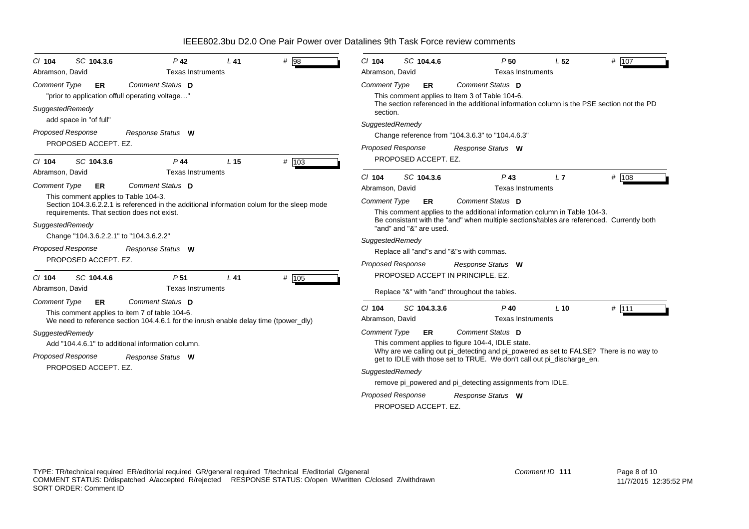# IEEE802.3bu D2.0 One Pair Power over Datalines 9th Task Force review comments

**Cl 104 SC 104.3.6 P 42 L 41 # 98**
Abramson, David — Texas Instruments

*Comment Type* **ER** *Comment Status* **D**

"prior to application offull operating voltage…"

*SuggestedRemedy*

add space in "of full"

*Proposed Response* *Response Status* **W**

PROPOSED ACCEPT. EZ.

---

**Cl 104 SC 104.3.6 P 44 L 15 # 103**
Abramson, David — Texas Instruments

*Comment Type* **ER** *Comment Status* **D**

This comment applies to Table 104-3.
Section 104.3.6.2.2.1 is referenced in the additional information colum for the sleep mode requirements. That section does not exist.

*SuggestedRemedy*

Change "104.3.6.2.2.1" to "104.3.6.2.2"

*Proposed Response* *Response Status* **W**

PROPOSED ACCEPT. EZ.

---

**Cl 104 SC 104.4.6 P 51 L 41 # 105**
Abramson, David — Texas Instruments

*Comment Type* **ER** *Comment Status* **D**

This comment applies to item 7 of table 104-6.
We need to reference section 104.4.6.1 for the inrush enable delay time (tpower_dly)

*SuggestedRemedy*

Add "104.4.6.1" to additional information column.

*Proposed Response* *Response Status* **W**

PROPOSED ACCEPT. EZ.

---

**Cl 104 SC 104.4.6 P 50 L 52 # 107**
Abramson, David — Texas Instruments

*Comment Type* **ER** *Comment Status* **D**

This comment applies to Item 3 of Table 104-6.
The section referenced in the additional information column is the PSE section not the PD section.

*SuggestedRemedy*

Change reference from "104.3.6.3" to "104.4.6.3"

*Proposed Response* *Response Status* **W**

PROPOSED ACCEPT. EZ.

---

**Cl 104 SC 104.3.6 P 43 L 7 # 108**
Abramson, David — Texas Instruments

*Comment Type* **ER** *Comment Status* **D**

This comment applies to the additional information column in Table 104-3.
Be consistant with the "and" when multiple sections/tables are referenced. Currently both "and" and "&" are used.

*SuggestedRemedy*

Replace all "and"s and "&"s with commas.

*Proposed Response* *Response Status* **W**

PROPOSED ACCEPT IN PRINCIPLE. EZ.

Replace "&" with "and" throughout the tables.

---

**Cl 104 SC 104.3.3.6 P 40 L 10 # 111**
Abramson, David — Texas Instruments

*Comment Type* **ER** *Comment Status* **D**

This comment applies to figure 104-4, IDLE state.
Why are we calling out pi_detecting and pi_powered as set to FALSE? There is no way to get to IDLE with those set to TRUE. We don't call out pi_discharge_en.

*SuggestedRemedy*

remove pi_powered and pi_detecting assignments from IDLE.

*Proposed Response* *Response Status* **W**

PROPOSED ACCEPT. EZ.

---

TYPE: TR/technical required ER/editorial required GR/general required T/technical E/editorial G/general
COMMENT STATUS: D/dispatched A/accepted R/rejected RESPONSE STATUS: O/open W/written C/closed Z/withdrawn
SORT ORDER: Comment ID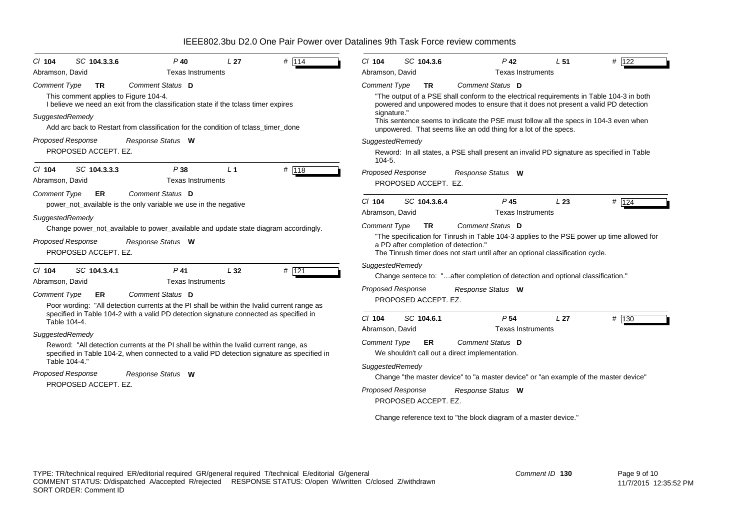# IEEE802.3bu D2.0 One Pair Power over Datalines 9th Task Force review comments

**Cl 104  SC 104.3.3.6  P 40  L 27  # 114**
Abramson, David — Texas Instruments

*Comment Type* **TR**  *Comment Status* **D**

This comment applies to Figure 104-4.
I believe we need an exit from the classification state if the tclass timer expires

*SuggestedRemedy*

Add arc back to Restart from classification for the condition of tclass_timer_done

*Proposed Response*  *Response Status* **W**

PROPOSED ACCEPT. EZ.

---

**Cl 104  SC 104.3.3.3  P 38  L 1  # 118**
Abramson, David — Texas Instruments

*Comment Type* **ER**  *Comment Status* **D**

power_not_available is the only variable we use in the negative

*SuggestedRemedy*

Change power_not_available to power_available and update state diagram accordingly.

*Proposed Response*  *Response Status* **W**

PROPOSED ACCEPT. EZ.

---

**Cl 104  SC 104.3.4.1  P 41  L 32  # 121**
Abramson, David — Texas Instruments

*Comment Type* **ER**  *Comment Status* **D**

Poor wording: "All detection currents at the PI shall be within the Ivalid current range as specified in Table 104-2 with a valid PD detection signature connected as specified in Table 104-4.

*SuggestedRemedy*

Reword: "All detection currents at the PI shall be within the Ivalid current range, as specified in Table 104-2, when connected to a valid PD detection signature as specified in Table 104-4."

*Proposed Response*  *Response Status* **W**

PROPOSED ACCEPT. EZ.

---

**Cl 104  SC 104.3.6  P 42  L 51  # 122**
Abramson, David — Texas Instruments

*Comment Type* **TR**  *Comment Status* **D**

"The output of a PSE shall conform to the electrical requirements in Table 104-3 in both powered and unpowered modes to ensure that it does not present a valid PD detection signature."
This sentence seems to indicate the PSE must follow all the specs in 104-3 even when unpowered. That seems like an odd thing for a lot of the specs.

*SuggestedRemedy*

Reword: In all states, a PSE shall present an invalid PD signature as specified in Table 104-5.

*Proposed Response*  *Response Status* **W**

PROPOSED ACCEPT. EZ.

---

**Cl 104  SC 104.3.6.4  P 45  L 23  # 124**
Abramson, David — Texas Instruments

*Comment Type* **TR**  *Comment Status* **D**

"The specification for Tinrush in Table 104-3 applies to the PSE power up time allowed for a PD after completion of detection."
The Tinrush timer does not start until after an optional classification cycle.

*SuggestedRemedy*

Change sentece to: "…after completion of detection and optional classification."

*Proposed Response*  *Response Status* **W**

PROPOSED ACCEPT. EZ.

---

**Cl 104  SC 104.6.1  P 54  L 27  # 130**
Abramson, David — Texas Instruments

*Comment Type* **ER**  *Comment Status* **D**

We shouldn't call out a direct implementation.

*SuggestedRemedy*

Change "the master device" to "a master device" or "an example of the master device"

*Proposed Response*  *Response Status* **W**

PROPOSED ACCEPT. EZ.

Change reference text to "the block diagram of a master device."

---

TYPE: TR/technical required ER/editorial required GR/general required T/technical E/editorial G/general
COMMENT STATUS: D/dispatched A/accepted R/rejected  RESPONSE STATUS: O/open W/written C/closed Z/withdrawn
SORT ORDER: Comment ID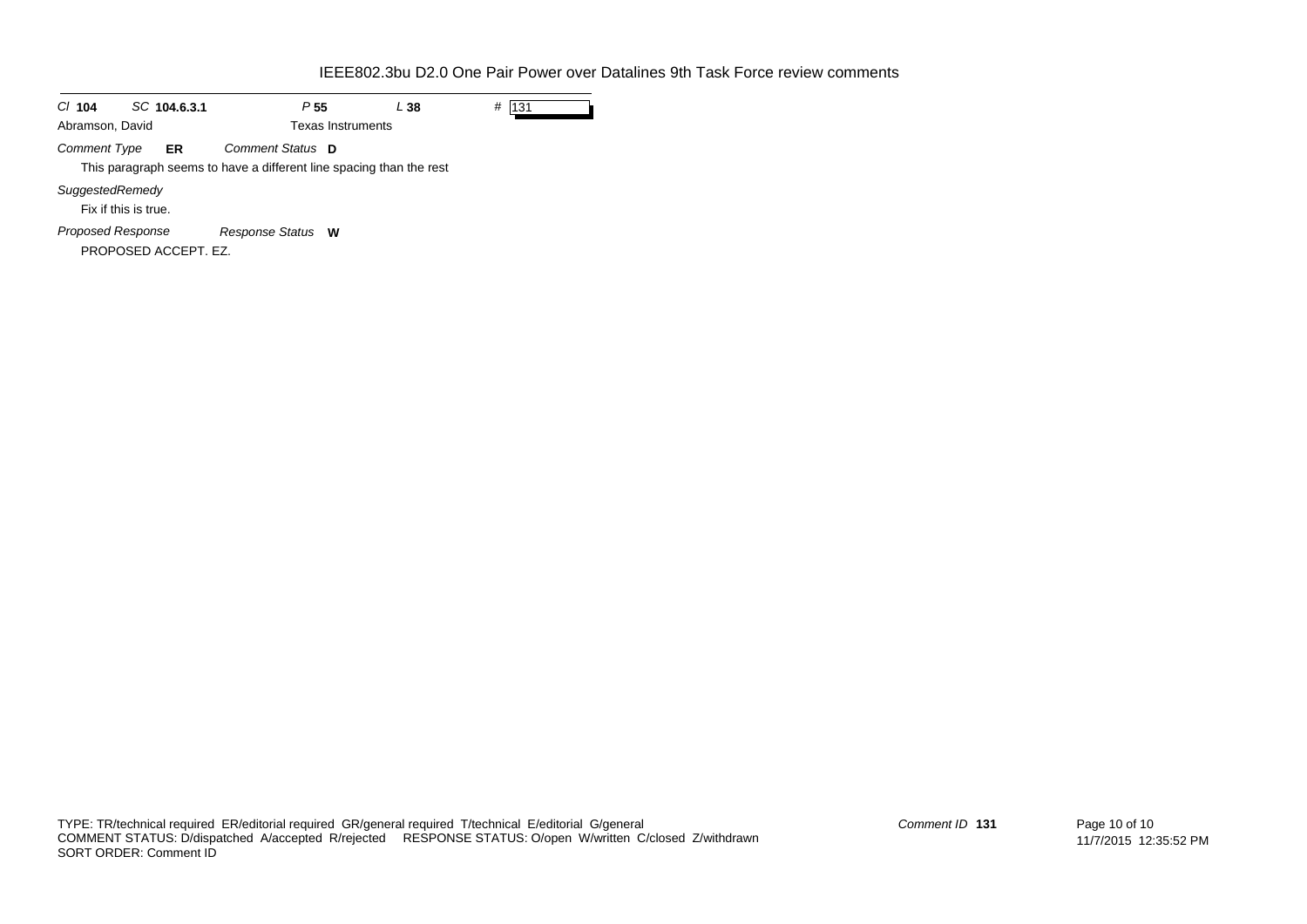*Cl* **104** *SC* **104.6.3.1** *P* **55** *L* **38** # 131

Abramson, David — Texas Instruments

*Comment Type* **ER** *Comment Status* **D**

This paragraph seems to have a different line spacing than the rest

*SuggestedRemedy*

Fix if this is true.

*Proposed Response* *Response Status* **W**

PROPOSED ACCEPT. EZ.

TYPE: TR/technical required ER/editorial required GR/general required T/technical E/editorial G/general
COMMENT STATUS: D/dispatched A/accepted R/rejected RESPONSE STATUS: O/open W/written C/closed Z/withdrawn
SORT ORDER: Comment ID

*Comment ID* **131**